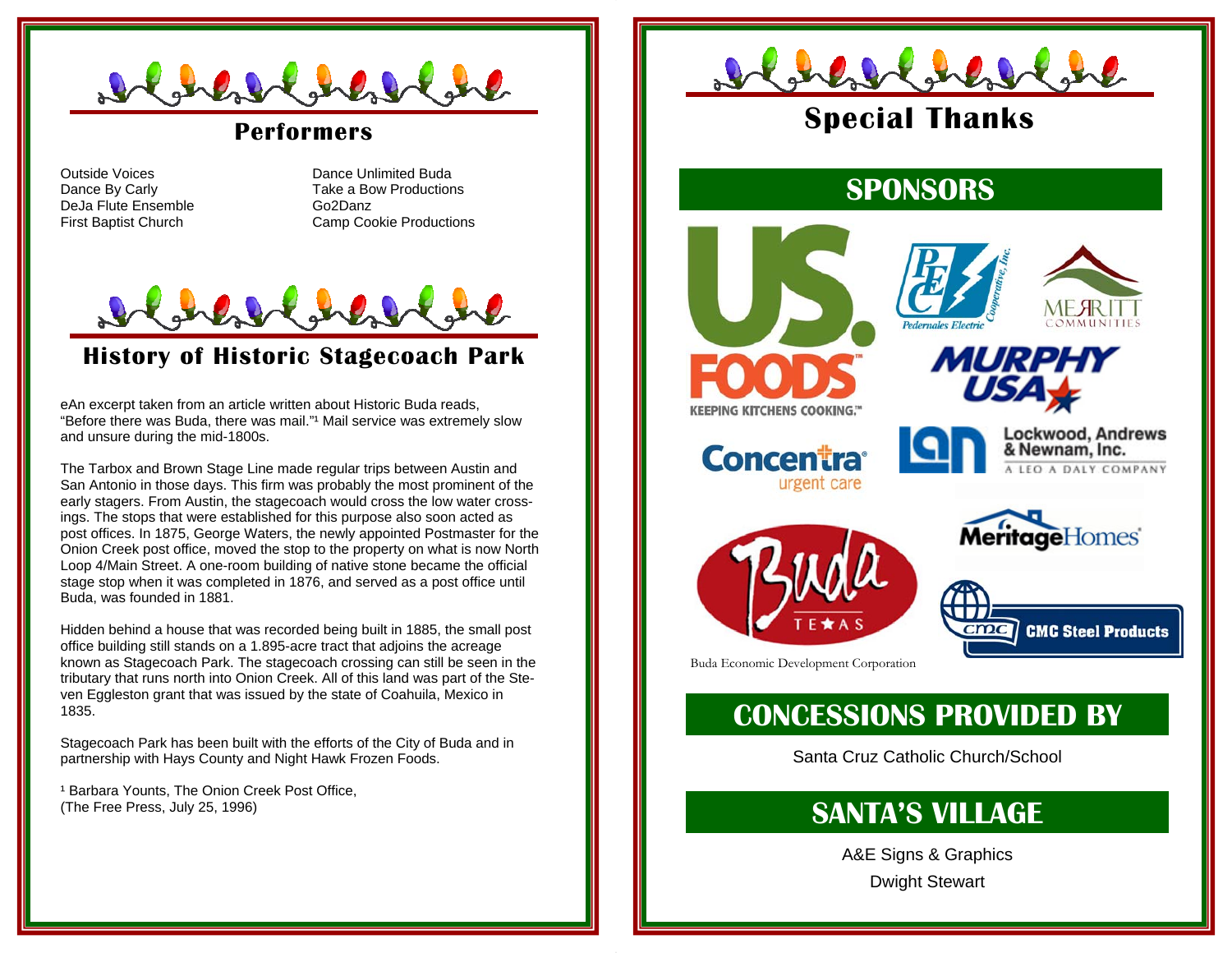## Performers

Outside Voices
Dance By Carly
DeJa Flute Ensemble
First Baptist Church
Dance Unlimited Buda
Take a Bow Productions
Go2Danz
Camp Cookie Productions

## History of Historic Stagecoach Park

eAn excerpt taken from an article written about Historic Buda reads, "Before there was Buda, there was mail."[1] Mail service was extremely slow and unsure during the mid-1800s.

The Tarbox and Brown Stage Line made regular trips between Austin and San Antonio in those days. This firm was probably the most prominent of the early stagers. From Austin, the stagecoach would cross the low water crossings. The stops that were established for this purpose also soon acted as post offices. In 1875, George Waters, the newly appointed Postmaster for the Onion Creek post office, moved the stop to the property on what is now North Loop 4/Main Street. A one-room building of native stone became the official stage stop when it was completed in 1876, and served as a post office until Buda, was founded in 1881.

Hidden behind a house that was recorded being built in 1885, the small post office building still stands on a 1.895-acre tract that adjoins the acreage known as Stagecoach Park. The stagecoach crossing can still be seen in the tributary that runs north into Onion Creek. All of this land was part of the Steven Eggleston grant that was issued by the state of Coahuila, Mexico in 1835.

Stagecoach Park has been built with the efforts of the City of Buda and in partnership with Hays County and Night Hawk Frozen Foods.

[1] Barbara Younts, The Onion Creek Post Office, (The Free Press, July 25, 1996)

## Special Thanks

### SPONSORS

US. FOODS
KEEPING KITCHENS COOKING.™

Pedernales Electric Cooperative, Inc.

MERITT COMMUNITIES

MURPHY USA

Concentra urgent care

LAN Lockwood, Andrews & Newnam, Inc.
A LEO A DALY COMPANY

MeritageHomes

Buda TEXAS
Buda Economic Development Corporation

CMC Steel Products

### CONCESSIONS PROVIDED BY

Santa Cruz Catholic Church/School

### SANTA'S VILLAGE

A&E Signs & Graphics
Dwight Stewart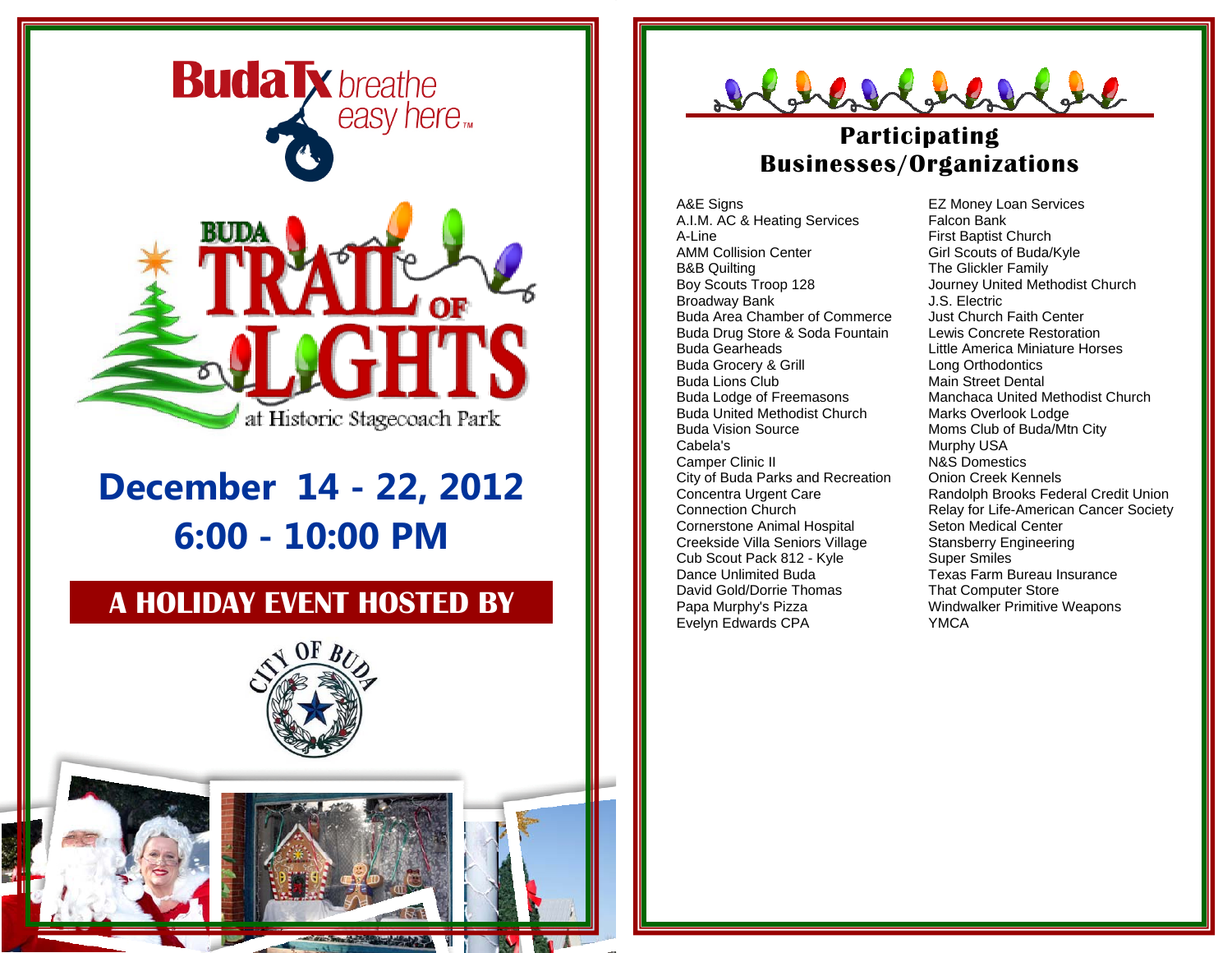# BudaTx breathe easy here™

## BUDA TRAIL OF LIGHTS

at Historic Stagecoach Park

## December 14 - 22, 2012
## 6:00 - 10:00 PM

**A HOLIDAY EVENT HOSTED BY**

CITY OF BUDA

# Participating Businesses/Organizations

- A&E Signs
- A.I.M. AC & Heating Services
- A-Line
- AMM Collision Center
- B&B Quilting
- Boy Scouts Troop 128
- Broadway Bank
- Buda Area Chamber of Commerce
- Buda Drug Store & Soda Fountain
- Buda Gearheads
- Buda Grocery & Grill
- Buda Lions Club
- Buda Lodge of Freemasons
- Buda United Methodist Church
- Buda Vision Source
- Cabela's
- Camper Clinic II
- City of Buda Parks and Recreation
- Concentra Urgent Care
- Connection Church
- Cornerstone Animal Hospital
- Creekside Villa Seniors Village
- Cub Scout Pack 812 - Kyle
- Dance Unlimited Buda
- David Gold/Dorrie Thomas
- Papa Murphy's Pizza
- Evelyn Edwards CPA
- EZ Money Loan Services
- Falcon Bank
- First Baptist Church
- Girl Scouts of Buda/Kyle
- The Glickler Family
- Journey United Methodist Church
- J.S. Electric
- Just Church Faith Center
- Lewis Concrete Restoration
- Little America Miniature Horses
- Long Orthodontics
- Main Street Dental
- Manchaca United Methodist Church
- Marks Overlook Lodge
- Moms Club of Buda/Mtn City
- Murphy USA
- N&S Domestics
- Onion Creek Kennels
- Randolph Brooks Federal Credit Union
- Relay for Life-American Cancer Society
- Seton Medical Center
- Stansberry Engineering
- Super Smiles
- Texas Farm Bureau Insurance
- That Computer Store
- Windwalker Primitive Weapons
- YMCA